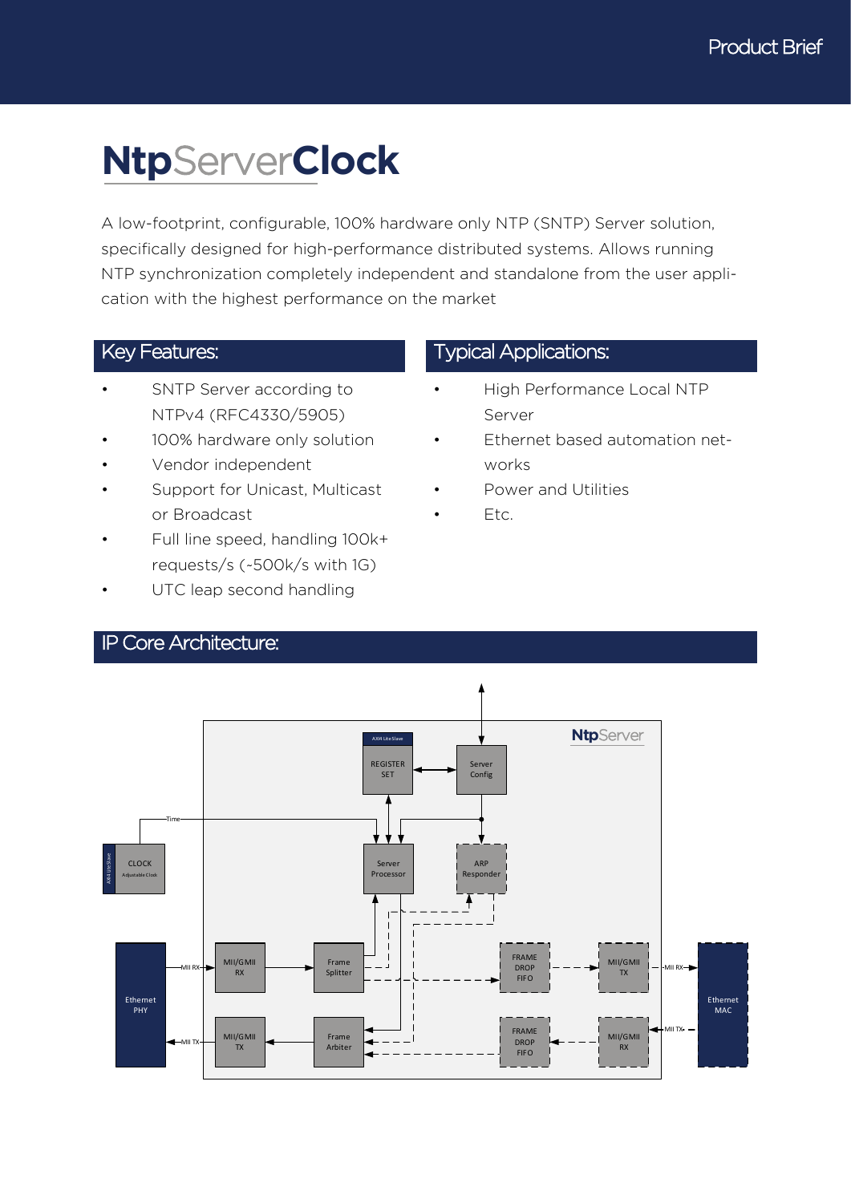Product Brief

# NtpServerClock

A low-footprint, configurable, 100% hardware only NTP (SNTP) Server solution, specifically designed for high-performance distributed systems. Allows running NTP synchronization completely independent and standalone from the user application with the highest performance on the market

## Key Features:

- SNTP Server according to NTPv4 (RFC4330/5905)
- 100% hardware only solution
- Vendor independent
- Support for Unicast, Multicast or Broadcast
- Full line speed, handling 100k+ requests/s (~500k/s with 1G)
- UTC leap second handling

## Typical Applications:

- High Performance Local NTP Server
- Ethernet based automation networks
- Power and Utilities
- Etc.

## IP Core Architecture:

NtpServer

AXI4 Lite Slave

REGISTER SET

Server Config

Time

CLOCK Adjustable Clock

AXI4 Lite Slave

Server Processor

ARP Responder

Ethernet PHY

MII RX

MII/GMII RX

Frame Splitter

FRAME DROP FIFO

MII/GMII TX

MII RX

Ethernet MAC

MII TX

MII/GMII TX

Frame Arbiter

FRAME DROP FIFO

MII/GMII RX

MII TX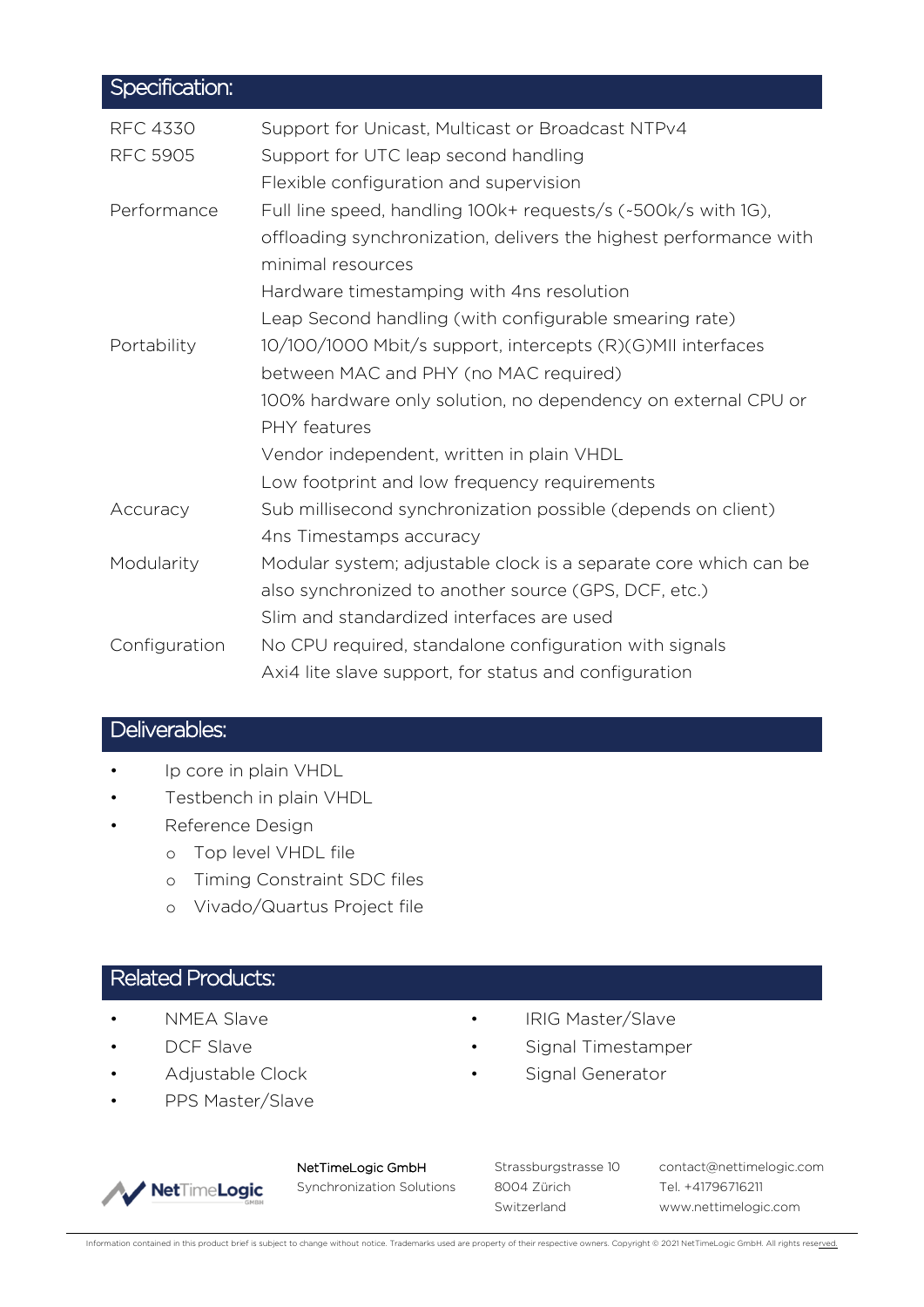## Specification:

| | |
|---|---|
| RFC 4330 | Support for Unicast, Multicast or Broadcast NTPv4 |
| RFC 5905 | Support for UTC leap second handling |
| | Flexible configuration and supervision |
| Performance | Full line speed, handling 100k+ requests/s (~500k/s with 1G), offloading synchronization, delivers the highest performance with minimal resources |
| | Hardware timestamping with 4ns resolution |
| | Leap Second handling (with configurable smearing rate) |
| Portability | 10/100/1000 Mbit/s support, intercepts (R)(G)MII interfaces between MAC and PHY (no MAC required) |
| | 100% hardware only solution, no dependency on external CPU or PHY features |
| | Vendor independent, written in plain VHDL |
| | Low footprint and low frequency requirements |
| Accuracy | Sub millisecond synchronization possible (depends on client) |
| | 4ns Timestamps accuracy |
| Modularity | Modular system; adjustable clock is a separate core which can be also synchronized to another source (GPS, DCF, etc.) |
| | Slim and standardized interfaces are used |
| Configuration | No CPU required, standalone configuration with signals |
| | Axi4 lite slave support, for status and configuration |

## Deliverables:

- Ip core in plain VHDL
- Testbench in plain VHDL
- Reference Design
  - Top level VHDL file
  - Timing Constraint SDC files
  - Vivado/Quartus Project file

## Related Products:

- NMEA Slave
- DCF Slave
- Adjustable Clock
- PPS Master/Slave
- IRIG Master/Slave
- Signal Timestamper
- Signal Generator

NetTimeLogic GmbH
Synchronization Solutions

Strassburgstrasse 10
8004 Zürich
Switzerland

contact@nettimelogic.com
Tel. +41796716211
www.nettimelogic.com

Information contained in this product brief is subject to change without notice. Trademarks used are property of their respective owners. Copyright © 2021 NetTimeLogic GmbH. All rights reserved.